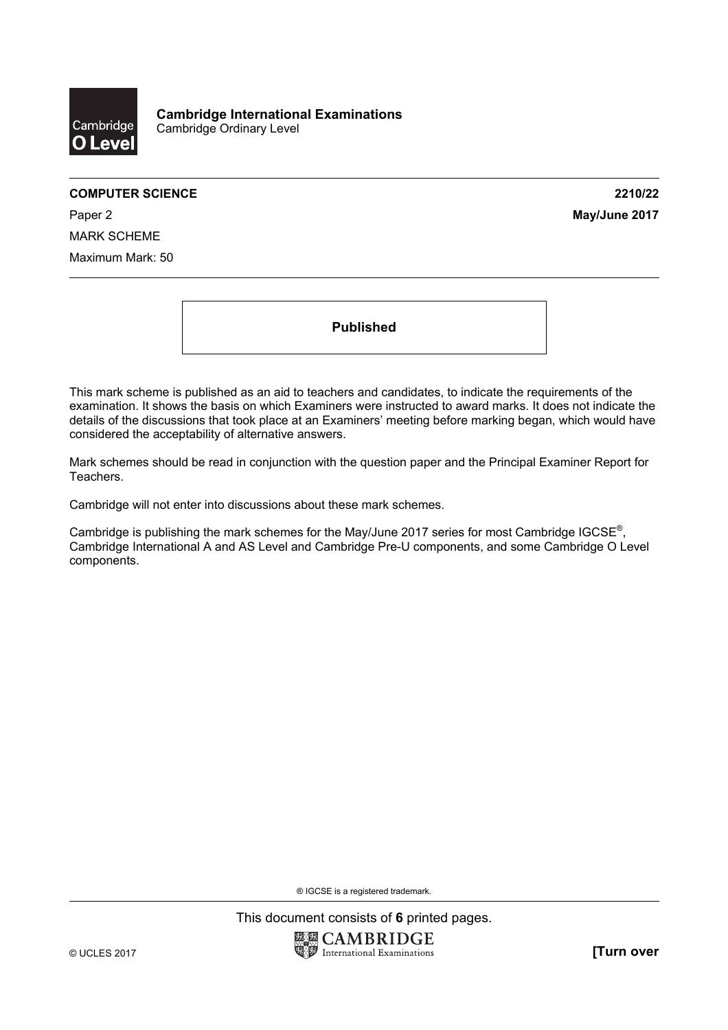**Cambridge International Examinations**
Cambridge Ordinary Level

**COMPUTER SCIENCE** **2210/22**

Paper 2 **May/June 2017**

MARK SCHEME

Maximum Mark: 50

**Published**

This mark scheme is published as an aid to teachers and candidates, to indicate the requirements of the examination. It shows the basis on which Examiners were instructed to award marks. It does not indicate the details of the discussions that took place at an Examiners' meeting before marking began, which would have considered the acceptability of alternative answers.

Mark schemes should be read in conjunction with the question paper and the Principal Examiner Report for Teachers.

Cambridge will not enter into discussions about these mark schemes.

Cambridge is publishing the mark schemes for the May/June 2017 series for most Cambridge IGCSE®, Cambridge International A and AS Level and Cambridge Pre-U components, and some Cambridge O Level components.

® IGCSE is a registered trademark.

This document consists of **6** printed pages.

© UCLES 2017 **[Turn over**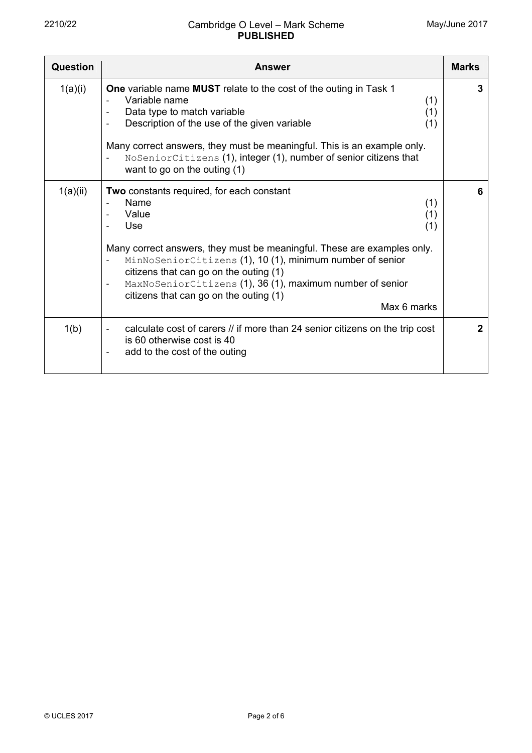| Question | Answer | Marks |
|---|---|---|
| 1(a)(i) | **One** variable name **MUST** relate to the cost of the outing in Task 1<br>- Variable name (1)<br>- Data type to match variable (1)<br>- Description of the use of the given variable (1)<br><br>Many correct answers, they must be meaningful. This is an example only.<br>- `NoSeniorCitizens` (1), integer (1), number of senior citizens that want to go on the outing (1) | 3 |
| 1(a)(ii) | **Two** constants required, for each constant<br>- Name (1)<br>- Value (1)<br>- Use (1)<br><br>Many correct answers, they must be meaningful. These are examples only.<br>- `MinNoSeniorCitizens` (1), 10 (1), minimum number of senior citizens that can go on the outing (1)<br>- `MaxNoSeniorCitizens` (1), 36 (1), maximum number of senior citizens that can go on the outing (1)<br>Max 6 marks | 6 |
| 1(b) | - calculate cost of carers // if more than 24 senior citizens on the trip cost is 60 otherwise cost is 40<br>- add to the cost of the outing | 2 |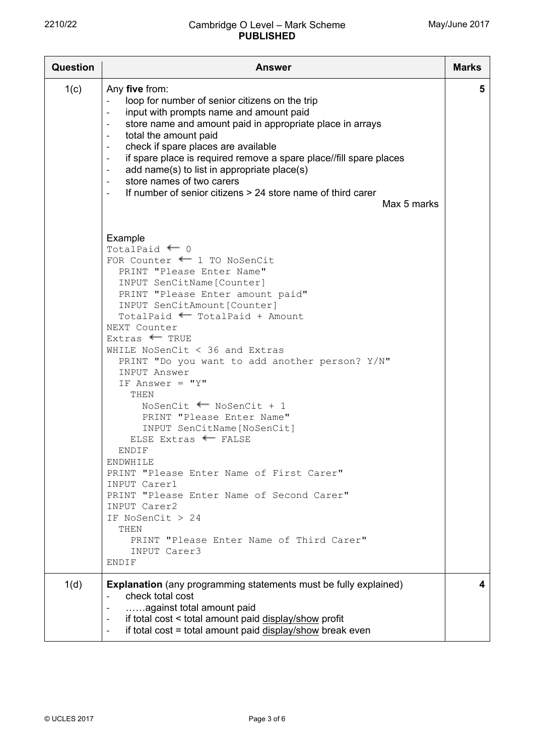| Question | Answer | Marks |
|---|---|---|
| 1(c) | Any **five** from:<br>- loop for number of senior citizens on the trip<br>- input with prompts name and amount paid<br>- store name and amount paid in appropriate place in arrays<br>- total the amount paid<br>- check if spare places are available<br>- if spare place is required remove a spare place//fill spare places<br>- add name(s) to list in appropriate place(s)<br>- store names of two carers<br>- If number of senior citizens > 24 store name of third carer<br>Max 5 marks<br><br>Example<br>`TotalPaid ← 0`<br>`FOR Counter ← 1 TO NoSenCit`<br>`  PRINT "Please Enter Name"`<br>`  INPUT SenCitName[Counter]`<br>`  PRINT "Please Enter amount paid"`<br>`  INPUT SenCitAmount[Counter]`<br>`  TotalPaid ← TotalPaid + Amount`<br>`NEXT Counter`<br>`Extras ← TRUE`<br>`WHILE NoSenCit < 36 and Extras`<br>`  PRINT "Do you want to add another person? Y/N"`<br>`  INPUT Answer`<br>`  IF Answer = "Y"`<br>`    THEN`<br>`      NoSenCit ← NoSenCit + 1`<br>`      PRINT "Please Enter Name"`<br>`      INPUT SenCitName[NoSenCit]`<br>`    ELSE Extras ← FALSE`<br>`  ENDIF`<br>`ENDWHILE`<br>`PRINT "Please Enter Name of First Carer"`<br>`INPUT Carer1`<br>`PRINT "Please Enter Name of Second Carer"`<br>`INPUT Carer2`<br>`IF NoSenCit > 24`<br>`  THEN`<br>`    PRINT "Please Enter Name of Third Carer"`<br>`    INPUT Carer3`<br>`ENDIF` | 5 |
| 1(d) | **Explanation** (any programming statements must be fully explained)<br>- check total cost<br>- ……against total amount paid<br>- if total cost < total amount paid display/show profit<br>- if total cost = total amount paid display/show break even | 4 |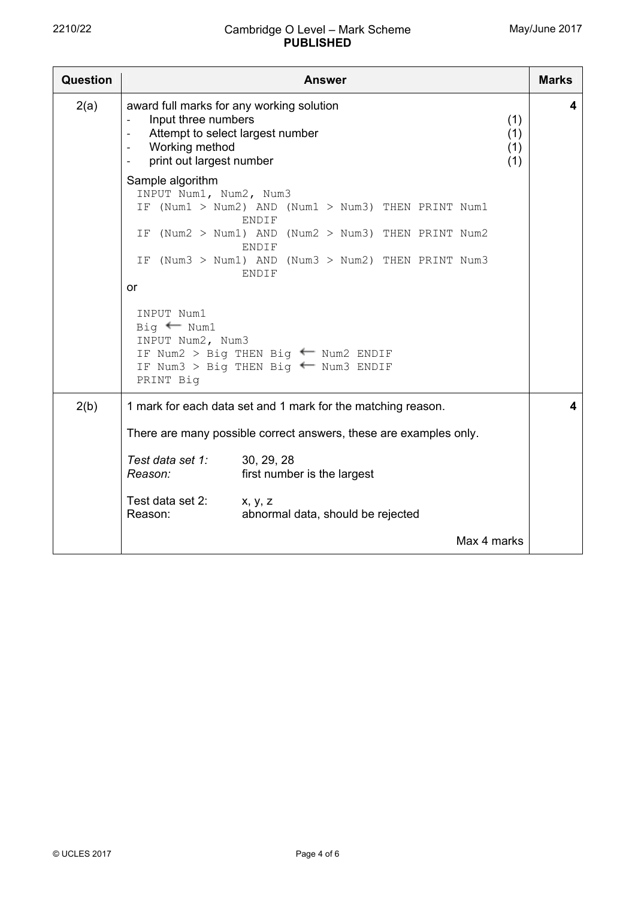| Question | Answer | Marks |
|---|---|---|
| 2(a) | award full marks for any working solution<br>- Input three numbers (1)<br>- Attempt to select largest number (1)<br>- Working method (1)<br>- print out largest number (1)<br><br>Sample algorithm<br>`INPUT Num1, Num2, Num3`<br>`IF (Num1 > Num2) AND (Num1 > Num3) THEN PRINT Num1 ENDIF`<br>`IF (Num2 > Num1) AND (Num2 > Num3) THEN PRINT Num2 ENDIF`<br>`IF (Num3 > Num1) AND (Num3 > Num2) THEN PRINT Num3 ENDIF`<br>or<br>`INPUT Num1`<br>`Big ← Num1`<br>`INPUT Num2, Num3`<br>`IF Num2 > Big THEN Big ← Num2 ENDIF`<br>`IF Num3 > Big THEN Big ← Num3 ENDIF`<br>`PRINT Big` | 4 |
| 2(b) | 1 mark for each data set and 1 mark for the matching reason.<br><br>There are many possible correct answers, these are examples only.<br><br>*Test data set 1:* 30, 29, 28<br>*Reason:* first number is the largest<br><br>Test data set 2: x, y, z<br>Reason: abnormal data, should be rejected<br><br>Max 4 marks | 4 |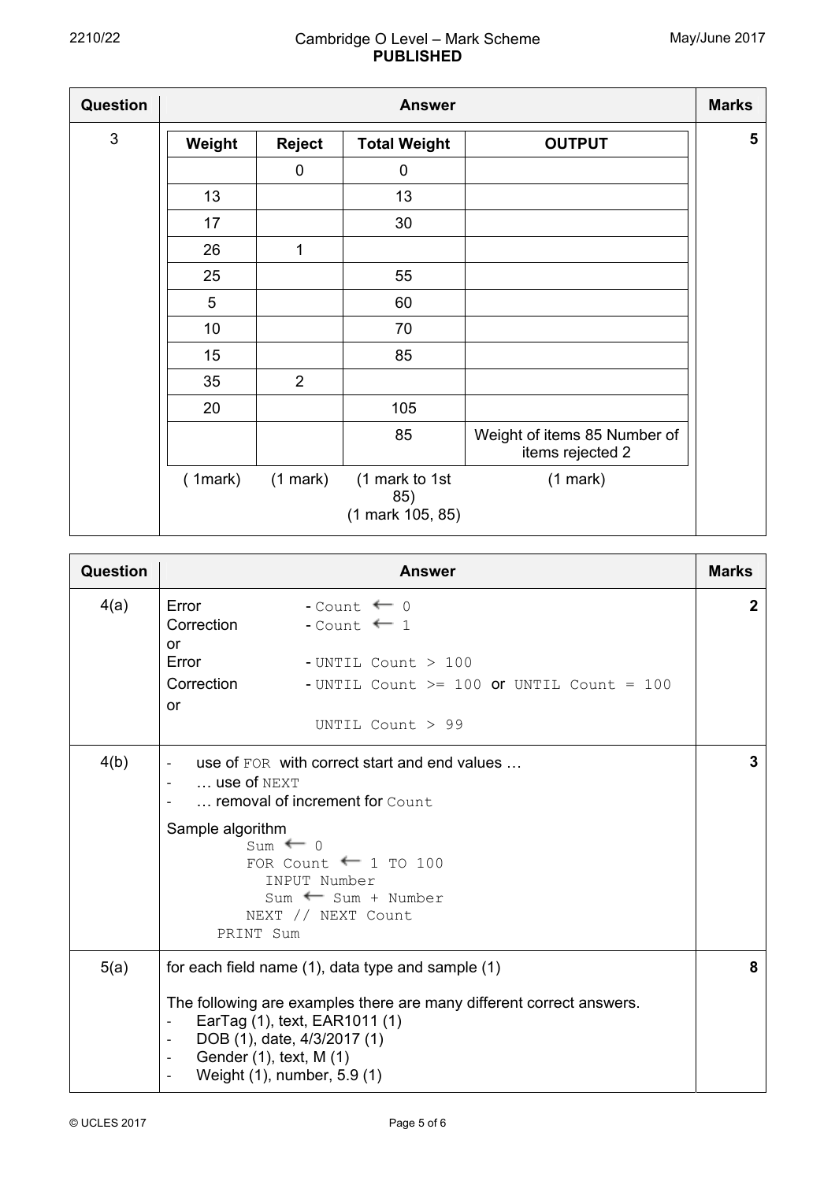| Question | Answer | Marks |
|---|---|---|
| 3 | (trace table below) | 5 |

| Weight | Reject | Total Weight | OUTPUT |
|---|---|---|---|
| | 0 | 0 | |
| 13 | | 13 | |
| 17 | | 30 | |
| 26 | 1 | | |
| 25 | | 55 | |
| 5 | | 60 | |
| 10 | | 70 | |
| 15 | | 85 | |
| 35 | 2 | | |
| 20 | | 105 | |
| | | 85 | Weight of items 85 Number of items rejected 2 |
| ( 1mark) | (1 mark) | (1 mark to 1st 85) (1 mark 105, 85) | (1 mark) |

| Question | Answer | Marks |
|---|---|---|
| 4(a) | Error - `Count ← 0`<br>Correction - `Count ← 1`<br>or<br>Error - `UNTIL Count > 100`<br>Correction - `UNTIL Count >= 100` or `UNTIL Count = 100`<br>or<br>`UNTIL Count > 99` | 2 |
| 4(b) | - use of `FOR` with correct start and end values …<br>- … use of `NEXT`<br>- … removal of increment for `Count`<br><br>Sample algorithm (see below) | 3 |
| 5(a) | for each field name (1), data type and sample (1)<br><br>The following are examples there are many different correct answers.<br>- EarTag (1), text, EAR1011 (1)<br>- DOB (1), date, 4/3/2017 (1)<br>- Gender (1), text, M (1)<br>- Weight (1), number, 5.9 (1) | 8 |

4(b) Sample algorithm:

```
Sum ← 0
FOR Count ← 1 TO 100
  INPUT Number
  Sum ← Sum + Number
NEXT // NEXT Count
PRINT Sum
```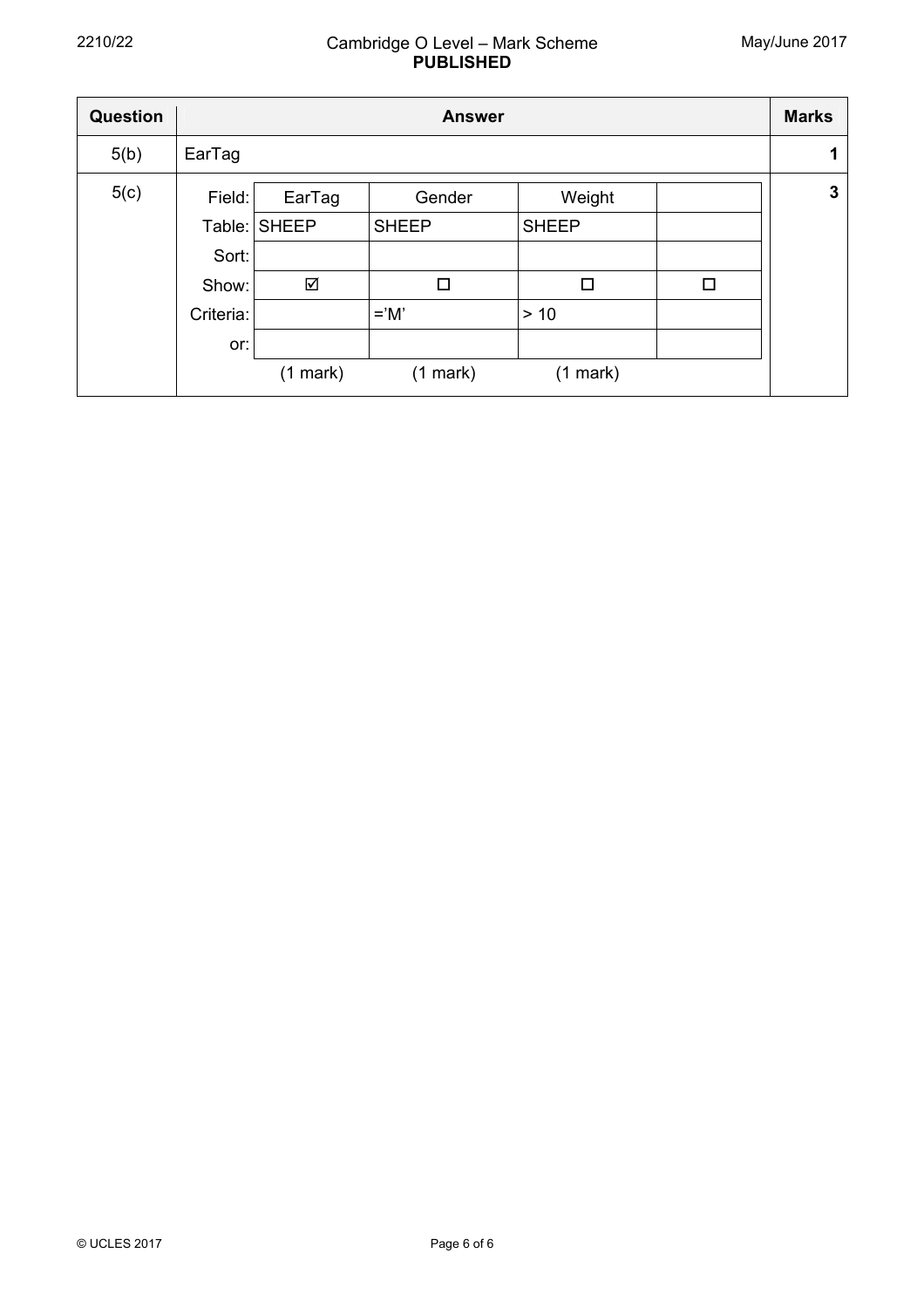| Question | Answer | | | | | Marks |
|---|---|---|---|---|---|---|
| 5(b) | EarTag | | | | | 1 |
| 5(c) | Field: | EarTag | Gender | Weight | | 3 |
| | Table: | SHEEP | SHEEP | SHEEP | | |
| | Sort: | | | | | |
| | Show: | ☑ | ☐ | ☐ | ☐ | |
| | Criteria: | | ='M' | > 10 | | |
| | or: | | | | | |
| | | (1 mark) | (1 mark) | (1 mark) | | |